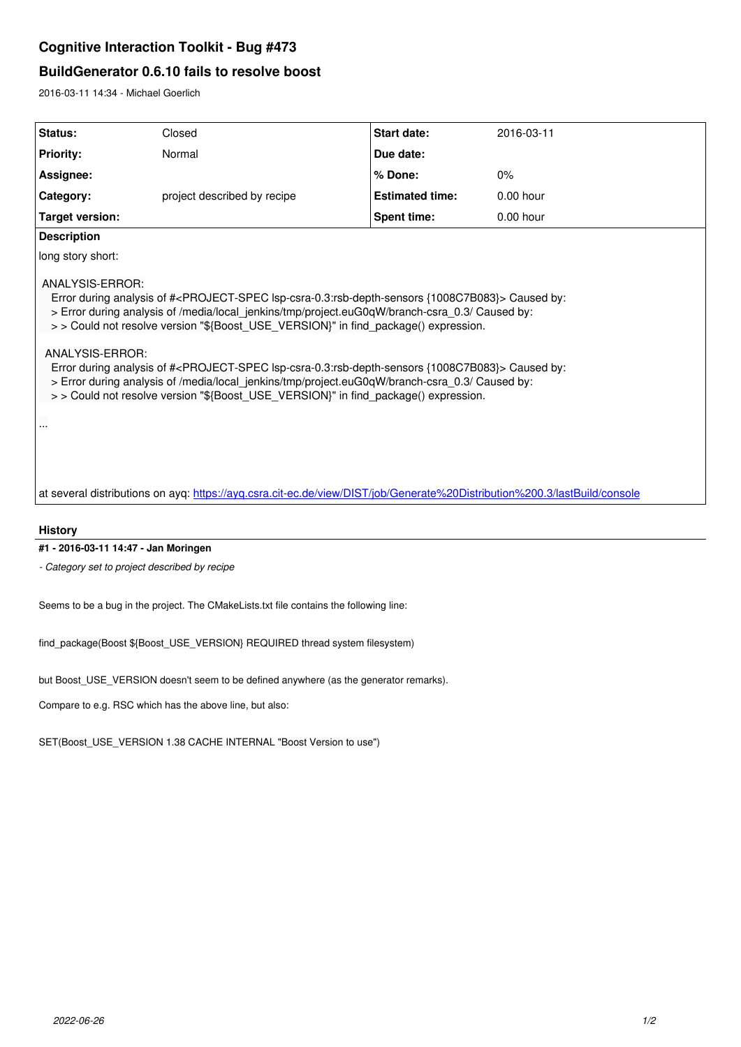# Cognitive Interaction Toolkit - Bug #473

## BuildGenerator 0.6.10 fails to resolve boost

2016-03-11 14:34 - Michael Goerlich

| Status: | Closed | Start date: | 2016-03-11 |
|---|---|---|---|
| Priority: | Normal | Due date: | |
| Assignee: | | % Done: | 0% |
| Category: | project described by recipe | Estimated time: | 0.00 hour |
| Target version: | | Spent time: | 0.00 hour |

**Description**

long story short:

```
ANALYSIS-ERROR:
  Error during analysis of #<PROJECT-SPEC lsp-csra-0.3:rsb-depth-sensors {1008C7B083}> Caused by:
  > Error during analysis of /media/local_jenkins/tmp/project.euG0qW/branch-csra_0.3/ Caused by:
  > > Could not resolve version "${Boost_USE_VERSION}" in find_package() expression.

 ANALYSIS-ERROR:
  Error during analysis of #<PROJECT-SPEC lsp-csra-0.3:rsb-depth-sensors {1008C7B083}> Caused by:
  > Error during analysis of /media/local_jenkins/tmp/project.euG0qW/branch-csra_0.3/ Caused by:
  > > Could not resolve version "${Boost_USE_VERSION}" in find_package() expression.
```

...

at several distributions on ayq: https://ayq.csra.cit-ec.de/view/DIST/job/Generate%20Distribution%200.3/lastBuild/console

## History

**#1 - 2016-03-11 14:47 - Jan Moringen**

*- Category set to project described by recipe*

Seems to be a bug in the project. The CMakeLists.txt file contains the following line:

```
find_package(Boost ${Boost_USE_VERSION} REQUIRED thread system filesystem)
```

but Boost_USE_VERSION doesn't seem to be defined anywhere (as the generator remarks).

Compare to e.g. RSC which has the above line, but also:

```
SET(Boost_USE_VERSION 1.38 CACHE INTERNAL "Boost Version to use")
```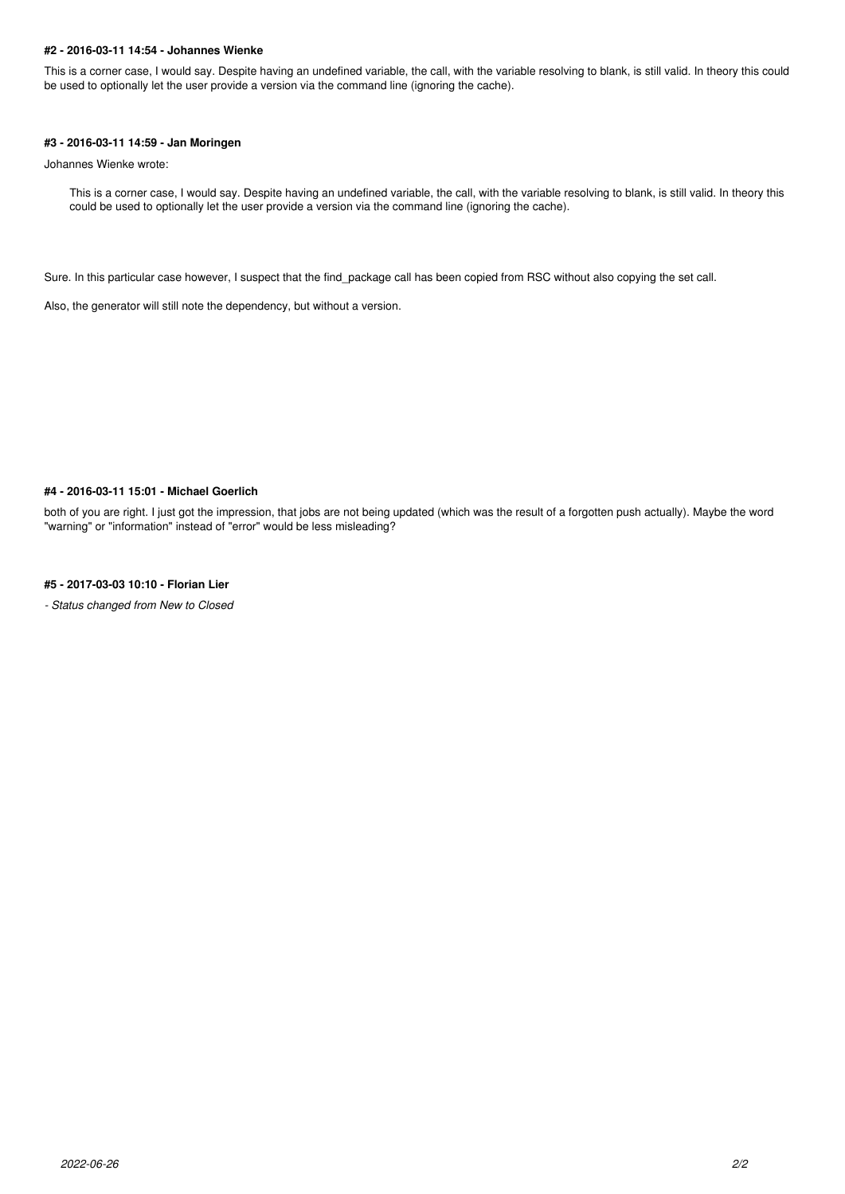#### #2 - 2016-03-11 14:54 - Johannes Wienke

This is a corner case, I would say. Despite having an undefined variable, the call, with the variable resolving to blank, is still valid. In theory this could be used to optionally let the user provide a version via the command line (ignoring the cache).

#### #3 - 2016-03-11 14:59 - Jan Moringen

Johannes Wienke wrote:

> This is a corner case, I would say. Despite having an undefined variable, the call, with the variable resolving to blank, is still valid. In theory this could be used to optionally let the user provide a version via the command line (ignoring the cache).

Sure. In this particular case however, I suspect that the find_package call has been copied from RSC without also copying the set call.

Also, the generator will still note the dependency, but without a version.

#### #4 - 2016-03-11 15:01 - Michael Goerlich

both of you are right. I just got the impression, that jobs are not being updated (which was the result of a forgotten push actually). Maybe the word "warning" or "information" instead of "error" would be less misleading?

#### #5 - 2017-03-03 10:10 - Florian Lier

*- Status changed from New to Closed*